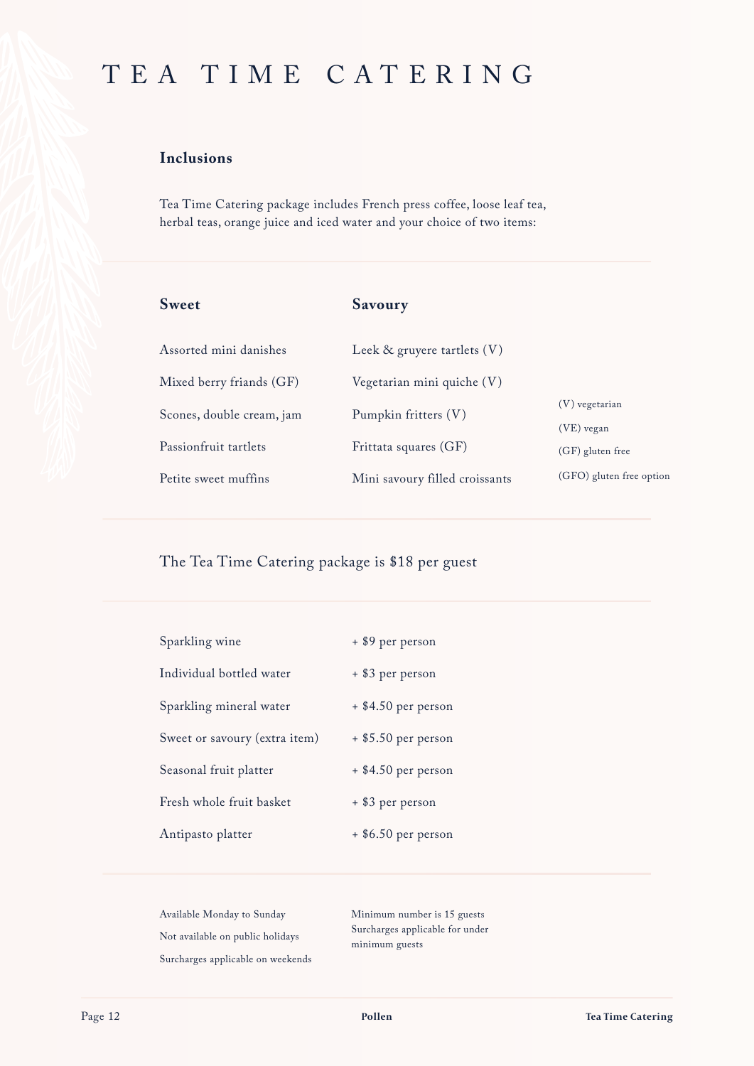# TEA TIME CATERING

## Inclusions

Tea Time Catering package includes French press coffee, loose leaf tea, herbal teas, orange juice and iced water and your choice of two items:

| Sweet | Savoury |
|---|---|
| Assorted mini danishes | Leek & gruyere tartlets (V) |
| Mixed berry friands (GF) | Vegetarian mini quiche (V) |
| Scones, double cream, jam | Pumpkin fritters (V) |
| Passionfruit tartlets | Frittata squares (GF) |
| Petite sweet muffins | Mini savoury filled croissants |

(V) vegetarian
(VE) vegan
(GF) gluten free
(GFO) gluten free option

The Tea Time Catering package is $18 per guest

| | |
|---|---|
| Sparkling wine | + $9 per person |
| Individual bottled water | + $3 per person |
| Sparkling mineral water | + $4.50 per person |
| Sweet or savoury (extra item) | + $5.50 per person |
| Seasonal fruit platter | + $4.50 per person |
| Fresh whole fruit basket | + $3 per person |
| Antipasto platter | + $6.50 per person |

Available Monday to Sunday
Not available on public holidays
Surcharges applicable on weekends

Minimum number is 15 guests
Surcharges applicable for under minimum guests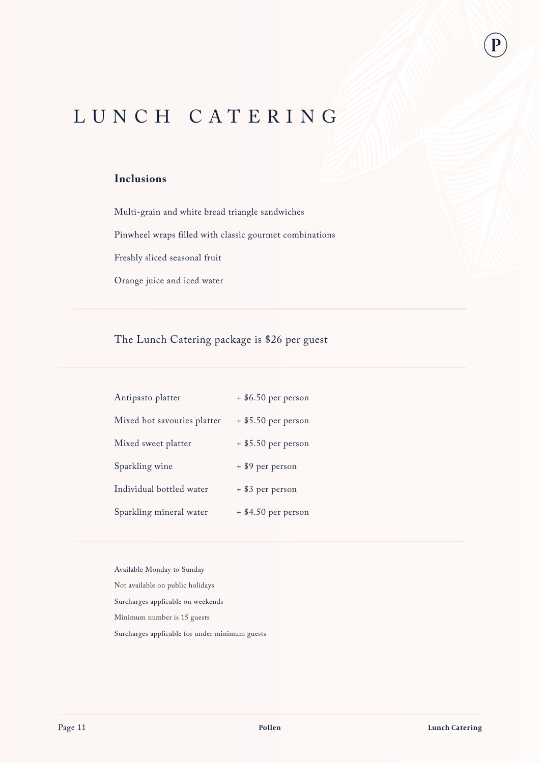# LUNCH CATERING

**Inclusions**

Multi-grain and white bread triangle sandwiches

Pinwheel wraps filled with classic gourmet combinations

Freshly sliced seasonal fruit

Orange juice and iced water

---

The Lunch Catering package is $26 per guest

---

| | |
|---|---|
| Antipasto platter | + $6.50 per person |
| Mixed hot savouries platter | + $5.50 per person |
| Mixed sweet platter | + $5.50 per person |
| Sparkling wine | + $9 per person |
| Individual bottled water | + $3 per person |
| Sparkling mineral water | + $4.50 per person |

---

Available Monday to Sunday

Not available on public holidays

Surcharges applicable on weekends

Minimum number is 15 guests

Surcharges applicable for under minimum guests